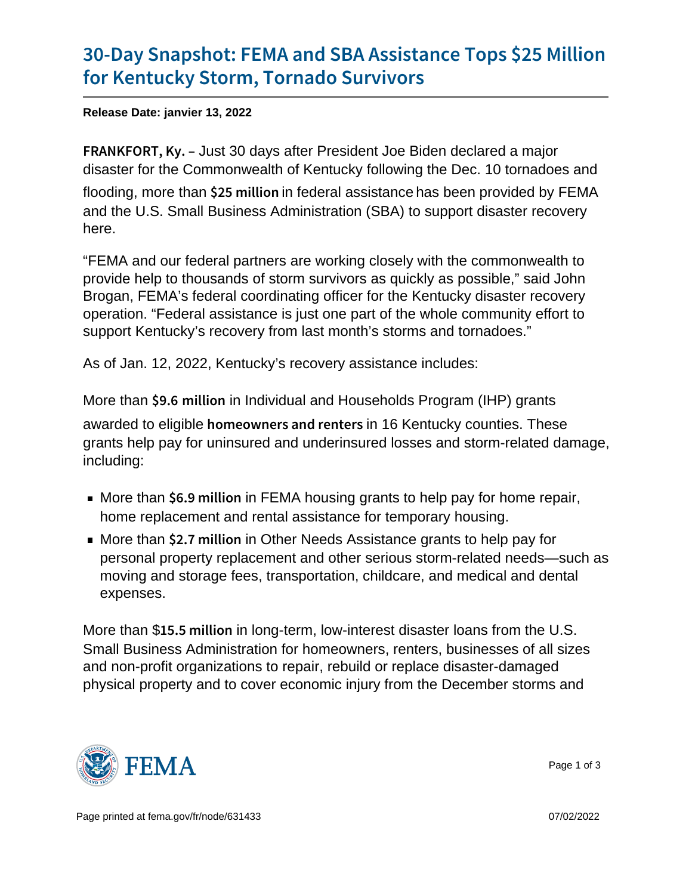# 30-Day Snapshot: FEMA and SBA Assistance Tops $25 Million for Kentucky Storm, Tornado Survivors

**Release Date: janvier 13, 2022**

**FRANKFORT, Ky.** – Just 30 days after President Joe Biden declared a major disaster for the Commonwealth of Kentucky following the Dec. 10 tornadoes and flooding, more than **$25 million** in federal assistance has been provided by FEMA and the U.S. Small Business Administration (SBA) to support disaster recovery here.

"FEMA and our federal partners are working closely with the commonwealth to provide help to thousands of storm survivors as quickly as possible," said John Brogan, FEMA's federal coordinating officer for the Kentucky disaster recovery operation. "Federal assistance is just one part of the whole community effort to support Kentucky's recovery from last month's storms and tornadoes."

As of Jan. 12, 2022, Kentucky's recovery assistance includes:

More than **$9.6 million** in Individual and Households Program (IHP) grants awarded to eligible **homeowners and renters** in 16 Kentucky counties. These grants help pay for uninsured and underinsured losses and storm-related damage, including:

- More than **$6.9 million** in FEMA housing grants to help pay for home repair, home replacement and rental assistance for temporary housing.
- More than **$2.7 million** in Other Needs Assistance grants to help pay for personal property replacement and other serious storm-related needs—such as moving and storage fees, transportation, childcare, and medical and dental expenses.

More than $**15.5 million** in long-term, low-interest disaster loans from the U.S. Small Business Administration for homeowners, renters, businesses of all sizes and non-profit organizations to repair, rebuild or replace disaster-damaged physical property and to cover economic injury from the December storms and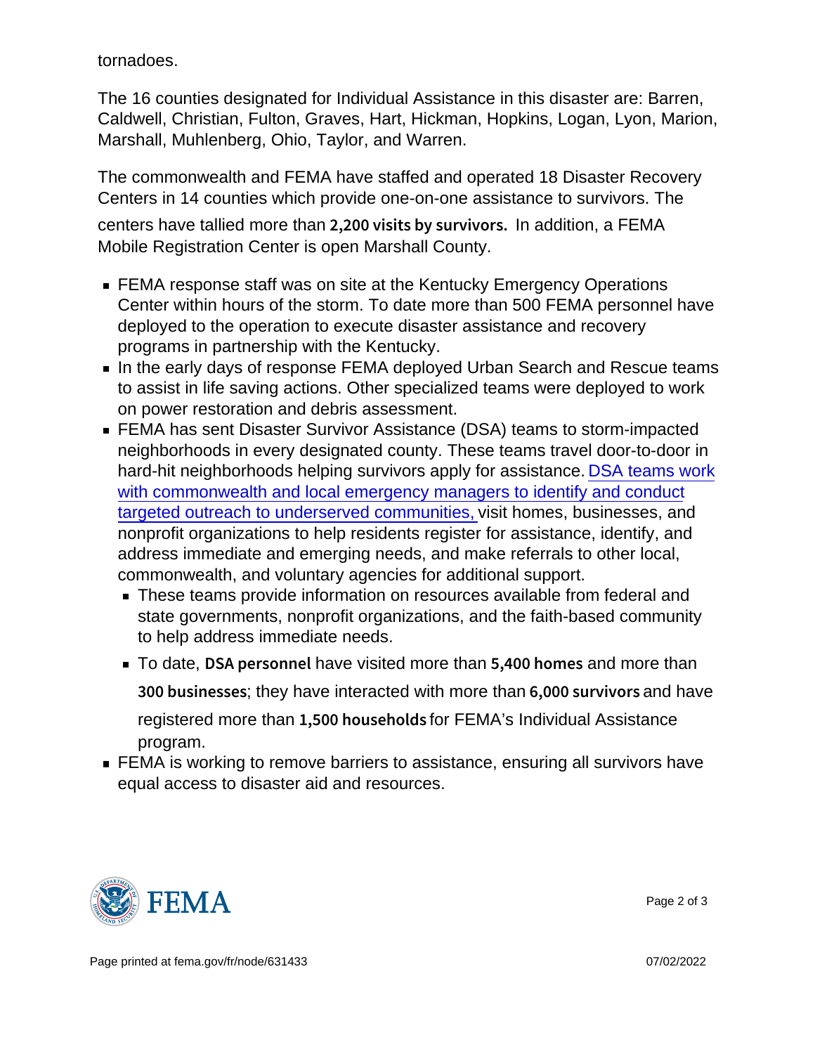tornadoes.

The 16 counties designated for Individual Assistance in this disaster are: Barren, Caldwell, Christian, Fulton, Graves, Hart, Hickman, Hopkins, Logan, Lyon, Marion, Marshall, Muhlenberg, Ohio, Taylor, and Warren.

The commonwealth and FEMA have staffed and operated 18 Disaster Recovery Centers in 14 counties which provide one-on-one assistance to survivors. The centers have tallied more than **2,200 visits by survivors.** In addition, a FEMA Mobile Registration Center is open Marshall County.

- FEMA response staff was on site at the Kentucky Emergency Operations Center within hours of the storm. To date more than 500 FEMA personnel have deployed to the operation to execute disaster assistance and recovery programs in partnership with the Kentucky.
- In the early days of response FEMA deployed Urban Search and Rescue teams to assist in life saving actions. Other specialized teams were deployed to work on power restoration and debris assessment.
- FEMA has sent Disaster Survivor Assistance (DSA) teams to storm-impacted neighborhoods in every designated county. These teams travel door-to-door in hard-hit neighborhoods helping survivors apply for assistance. DSA teams work with commonwealth and local emergency managers to identify and conduct targeted outreach to underserved communities, visit homes, businesses, and nonprofit organizations to help residents register for assistance, identify, and address immediate and emerging needs, and make referrals to other local, commonwealth, and voluntary agencies for additional support.
  - These teams provide information on resources available from federal and state governments, nonprofit organizations, and the faith-based community to help address immediate needs.
  - To date, **DSA personnel** have visited more than **5,400 homes** and more than **300 businesses**; they have interacted with more than **6,000 survivors** and have registered more than **1,500 households** for FEMA's Individual Assistance program.
- FEMA is working to remove barriers to assistance, ensuring all survivors have equal access to disaster aid and resources.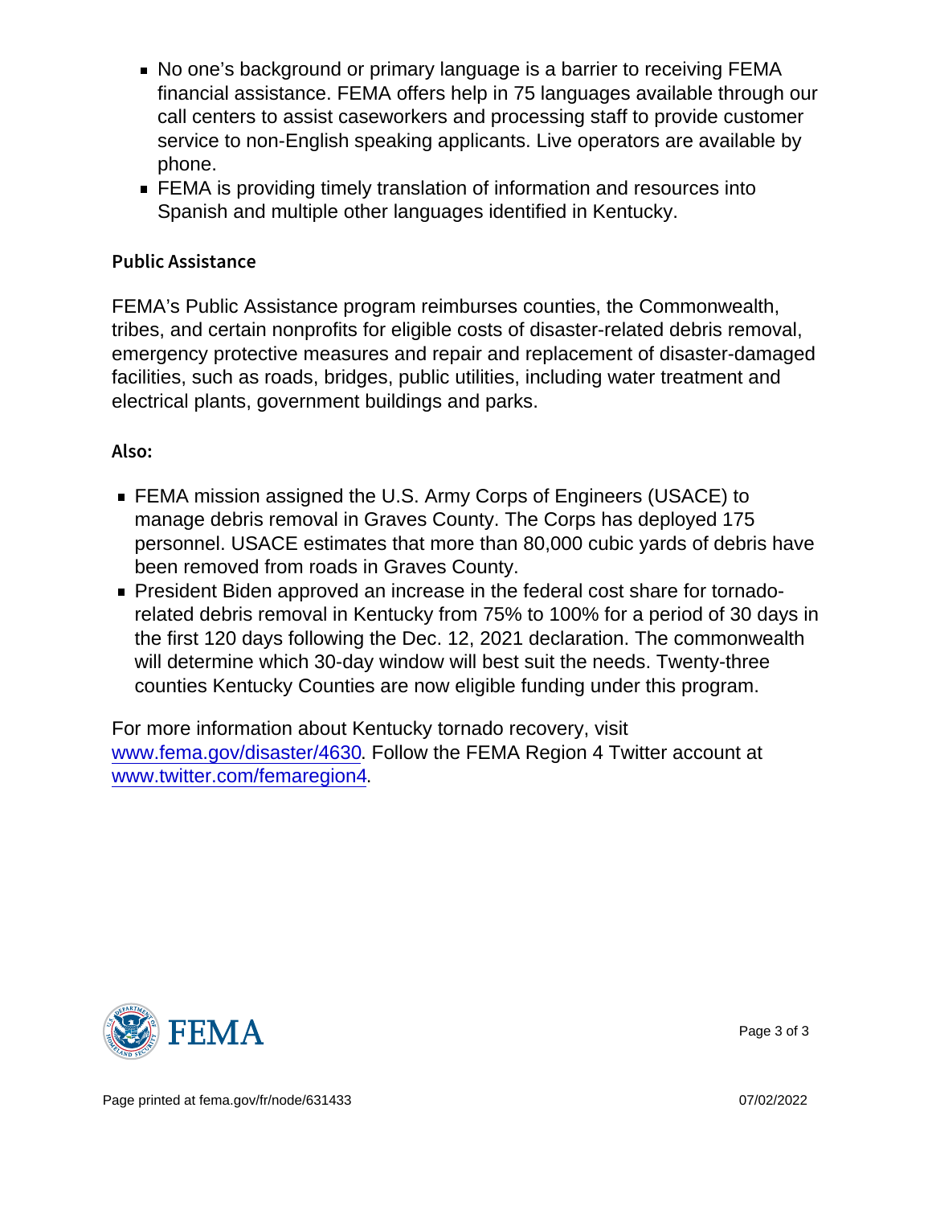- No one's background or primary language is a barrier to receiving FEMA financial assistance. FEMA offers help in 75 languages available through our call centers to assist caseworkers and processing staff to provide customer service to non-English speaking applicants. Live operators are available by phone.
- FEMA is providing timely translation of information and resources into Spanish and multiple other languages identified in Kentucky.

### Public Assistance

FEMA's Public Assistance program reimburses counties, the Commonwealth, tribes, and certain nonprofits for eligible costs of disaster-related debris removal, emergency protective measures and repair and replacement of disaster-damaged facilities, such as roads, bridges, public utilities, including water treatment and electrical plants, government buildings and parks.

### Also:

- FEMA mission assigned the U.S. Army Corps of Engineers (USACE) to manage debris removal in Graves County. The Corps has deployed 175 personnel. USACE estimates that more than 80,000 cubic yards of debris have been removed from roads in Graves County.
- President Biden approved an increase in the federal cost share for tornado-related debris removal in Kentucky from 75% to 100% for a period of 30 days in the first 120 days following the Dec. 12, 2021 declaration. The commonwealth will determine which 30-day window will best suit the needs. Twenty-three counties Kentucky Counties are now eligible funding under this program.

For more information about Kentucky tornado recovery, visit www.fema.gov/disaster/4630. Follow the FEMA Region 4 Twitter account at www.twitter.com/femaregion4.